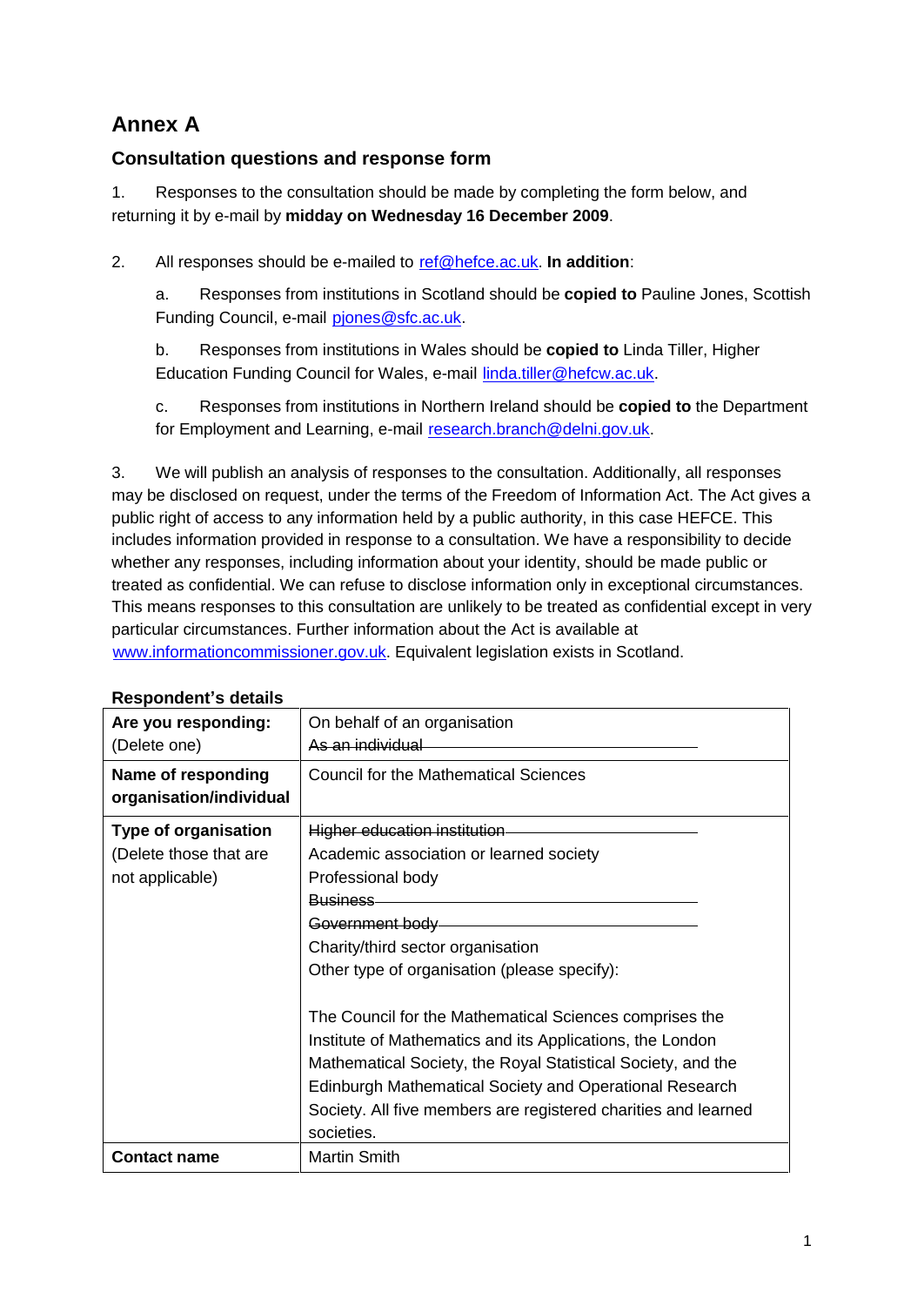# Annex A

## Consultation questions and response form

1. Responses to the consultation should be made by completing the form below, and returning it by e-mail by **midday on Wednesday 16 December 2009**.

2. All responses should be e-mailed to ref@hefce.ac.uk. **In addition**:

   a. Responses from institutions in Scotland should be **copied to** Pauline Jones, Scottish Funding Council, e-mail pjones@sfc.ac.uk.

   b. Responses from institutions in Wales should be **copied to** Linda Tiller, Higher Education Funding Council for Wales, e-mail linda.tiller@hefcw.ac.uk.

   c. Responses from institutions in Northern Ireland should be **copied to** the Department for Employment and Learning, e-mail research.branch@delni.gov.uk.

3. We will publish an analysis of responses to the consultation. Additionally, all responses may be disclosed on request, under the terms of the Freedom of Information Act. The Act gives a public right of access to any information held by a public authority, in this case HEFCE. This includes information provided in response to a consultation. We have a responsibility to decide whether any responses, including information about your identity, should be made public or treated as confidential. We can refuse to disclose information only in exceptional circumstances. This means responses to this consultation are unlikely to be treated as confidential except in very particular circumstances. Further information about the Act is available at www.informationcommissioner.gov.uk. Equivalent legislation exists in Scotland.

**Respondent's details**

| | |
|---|---|
| **Are you responding:** (Delete one) | On behalf of an organisation<br>~~As an individual~~ |
| **Name of responding organisation/individual** | Council for the Mathematical Sciences |
| **Type of organisation** (Delete those that are not applicable) | ~~Higher education institution~~<br>Academic association or learned society<br>Professional body<br>~~Business~~<br>~~Government body~~<br>Charity/third sector organisation<br>Other type of organisation (please specify):<br><br>The Council for the Mathematical Sciences comprises the Institute of Mathematics and its Applications, the London Mathematical Society, the Royal Statistical Society, and the Edinburgh Mathematical Society and Operational Research Society. All five members are registered charities and learned societies. |
| **Contact name** | Martin Smith |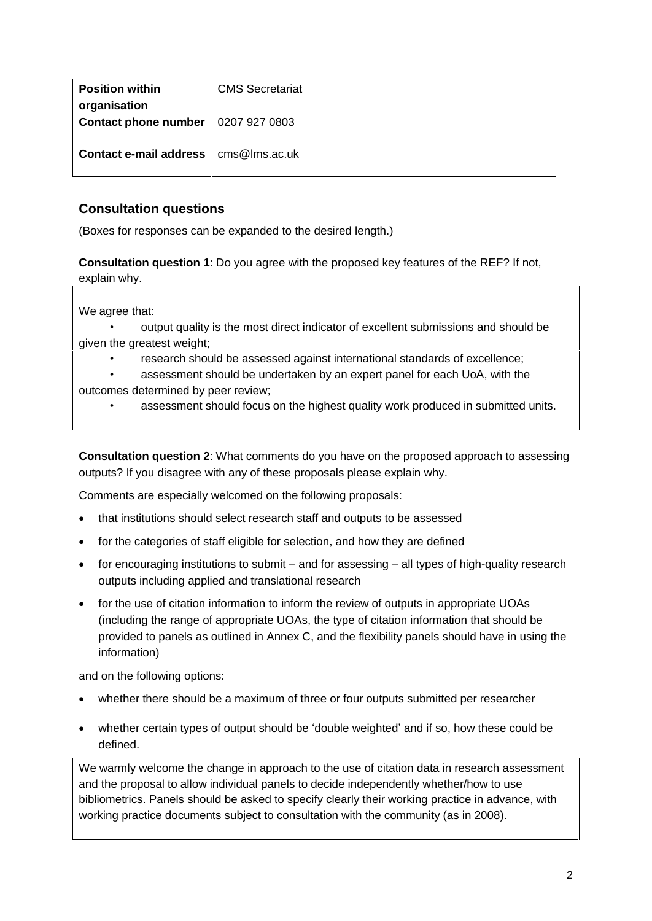| **Position within organisation** | CMS Secretariat |
| --- | --- |
| **Contact phone number** | 0207 927 0803 |
| **Contact e-mail address** | cms@lms.ac.uk |

## Consultation questions

(Boxes for responses can be expanded to the desired length.)

**Consultation question 1**: Do you agree with the proposed key features of the REF? If not, explain why.

We agree that:

- output quality is the most direct indicator of excellent submissions and should be given the greatest weight;
- research should be assessed against international standards of excellence;
- assessment should be undertaken by an expert panel for each UoA, with the outcomes determined by peer review;
- assessment should focus on the highest quality work produced in submitted units.

**Consultation question 2**: What comments do you have on the proposed approach to assessing outputs? If you disagree with any of these proposals please explain why.

Comments are especially welcomed on the following proposals:

- that institutions should select research staff and outputs to be assessed
- for the categories of staff eligible for selection, and how they are defined
- for encouraging institutions to submit – and for assessing – all types of high-quality research outputs including applied and translational research
- for the use of citation information to inform the review of outputs in appropriate UOAs (including the range of appropriate UOAs, the type of citation information that should be provided to panels as outlined in Annex C, and the flexibility panels should have in using the information)

and on the following options:

- whether there should be a maximum of three or four outputs submitted per researcher
- whether certain types of output should be 'double weighted' and if so, how these could be defined.

We warmly welcome the change in approach to the use of citation data in research assessment and the proposal to allow individual panels to decide independently whether/how to use bibliometrics. Panels should be asked to specify clearly their working practice in advance, with working practice documents subject to consultation with the community (as in 2008).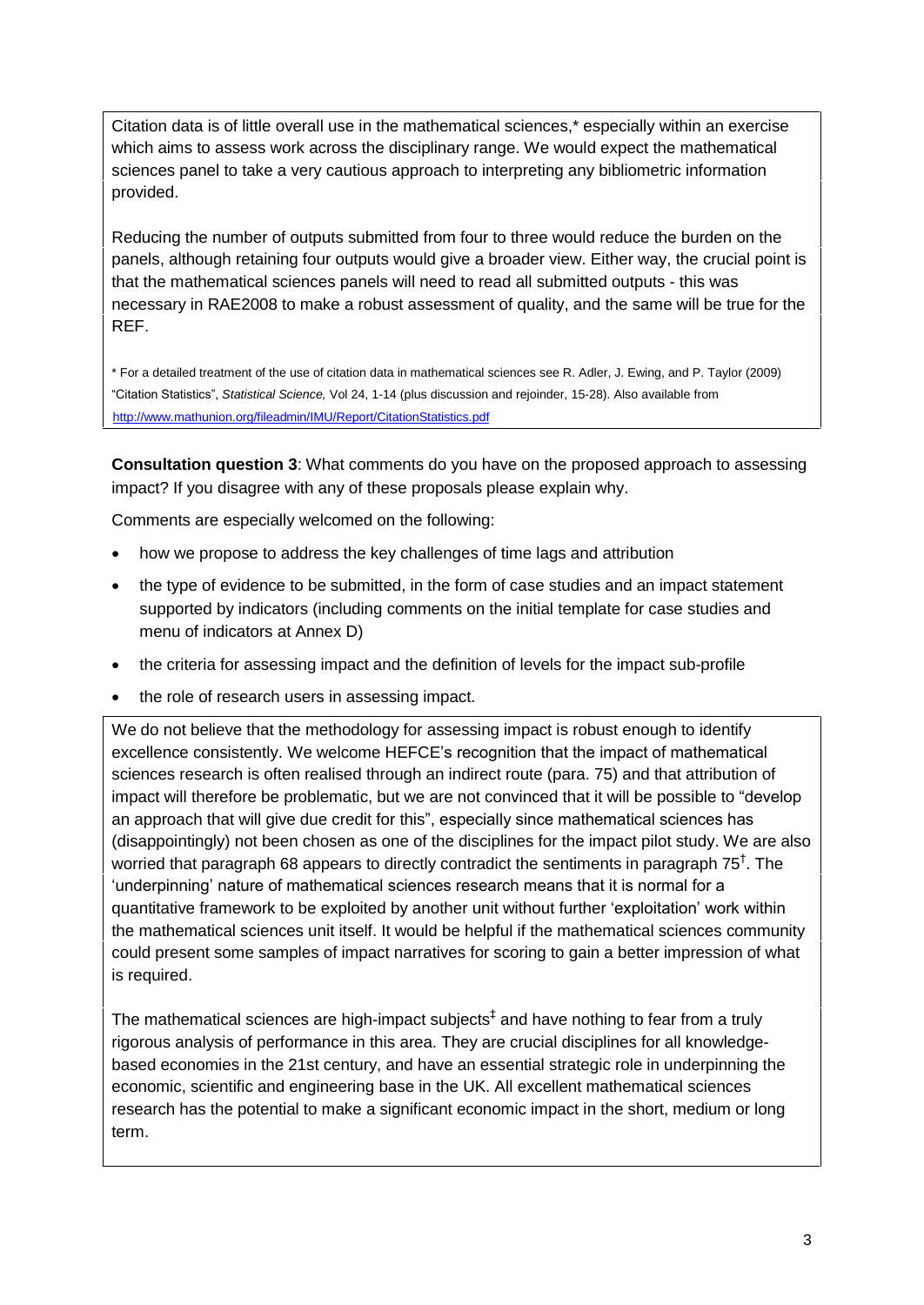Citation data is of little overall use in the mathematical sciences,* especially within an exercise which aims to assess work across the disciplinary range. We would expect the mathematical sciences panel to take a very cautious approach to interpreting any bibliometric information provided.

Reducing the number of outputs submitted from four to three would reduce the burden on the panels, although retaining four outputs would give a broader view. Either way, the crucial point is that the mathematical sciences panels will need to read all submitted outputs - this was necessary in RAE2008 to make a robust assessment of quality, and the same will be true for the REF.

\* For a detailed treatment of the use of citation data in mathematical sciences see R. Adler, J. Ewing, and P. Taylor (2009) "Citation Statistics", *Statistical Science,* Vol 24, 1-14 (plus discussion and rejoinder, 15-28). Also available from http://www.mathunion.org/fileadmin/IMU/Report/CitationStatistics.pdf

**Consultation question 3**: What comments do you have on the proposed approach to assessing impact? If you disagree with any of these proposals please explain why.

Comments are especially welcomed on the following:

- how we propose to address the key challenges of time lags and attribution
- the type of evidence to be submitted, in the form of case studies and an impact statement supported by indicators (including comments on the initial template for case studies and menu of indicators at Annex D)
- the criteria for assessing impact and the definition of levels for the impact sub-profile
- the role of research users in assessing impact.

We do not believe that the methodology for assessing impact is robust enough to identify excellence consistently. We welcome HEFCE's recognition that the impact of mathematical sciences research is often realised through an indirect route (para. 75) and that attribution of impact will therefore be problematic, but we are not convinced that it will be possible to "develop an approach that will give due credit for this", especially since mathematical sciences has (disappointingly) not been chosen as one of the disciplines for the impact pilot study. We are also worried that paragraph 68 appears to directly contradict the sentiments in paragraph 75[†]. The 'underpinning' nature of mathematical sciences research means that it is normal for a quantitative framework to be exploited by another unit without further 'exploitation' work within the mathematical sciences unit itself. It would be helpful if the mathematical sciences community could present some samples of impact narratives for scoring to gain a better impression of what is required.

The mathematical sciences are high-impact subjects[‡] and have nothing to fear from a truly rigorous analysis of performance in this area. They are crucial disciplines for all knowledge-based economies in the 21st century, and have an essential strategic role in underpinning the economic, scientific and engineering base in the UK. All excellent mathematical sciences research has the potential to make a significant economic impact in the short, medium or long term.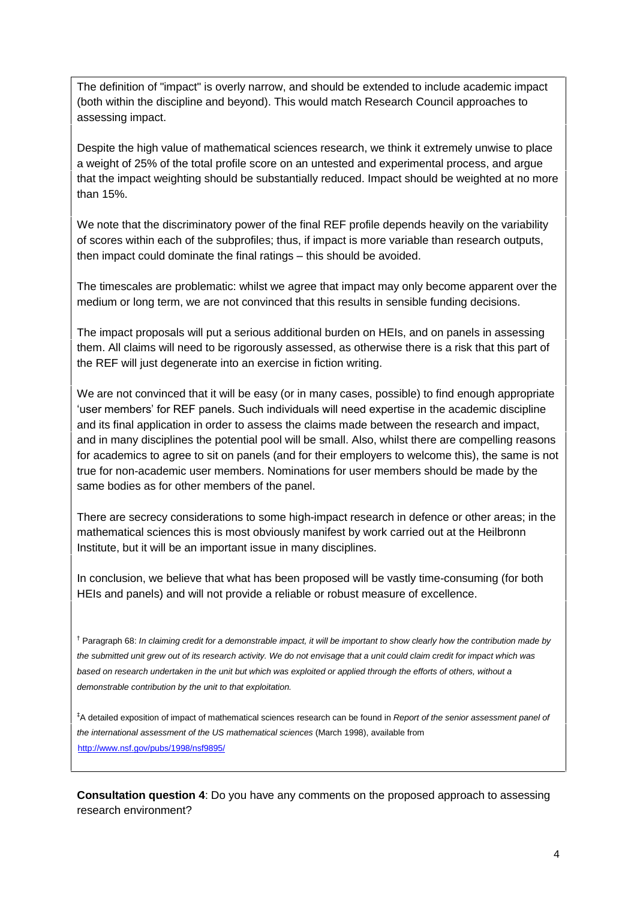The definition of "impact" is overly narrow, and should be extended to include academic impact (both within the discipline and beyond). This would match Research Council approaches to assessing impact.

Despite the high value of mathematical sciences research, we think it extremely unwise to place a weight of 25% of the total profile score on an untested and experimental process, and argue that the impact weighting should be substantially reduced. Impact should be weighted at no more than 15%.

We note that the discriminatory power of the final REF profile depends heavily on the variability of scores within each of the subprofiles; thus, if impact is more variable than research outputs, then impact could dominate the final ratings – this should be avoided.

The timescales are problematic: whilst we agree that impact may only become apparent over the medium or long term, we are not convinced that this results in sensible funding decisions.

The impact proposals will put a serious additional burden on HEIs, and on panels in assessing them. All claims will need to be rigorously assessed, as otherwise there is a risk that this part of the REF will just degenerate into an exercise in fiction writing.

We are not convinced that it will be easy (or in many cases, possible) to find enough appropriate 'user members' for REF panels. Such individuals will need expertise in the academic discipline and its final application in order to assess the claims made between the research and impact, and in many disciplines the potential pool will be small. Also, whilst there are compelling reasons for academics to agree to sit on panels (and for their employers to welcome this), the same is not true for non-academic user members. Nominations for user members should be made by the same bodies as for other members of the panel.

There are secrecy considerations to some high-impact research in defence or other areas; in the mathematical sciences this is most obviously manifest by work carried out at the Heilbronn Institute, but it will be an important issue in many disciplines.

In conclusion, we believe that what has been proposed will be vastly time-consuming (for both HEIs and panels) and will not provide a reliable or robust measure of excellence.

[†] Paragraph 68: *In claiming credit for a demonstrable impact, it will be important to show clearly how the contribution made by the submitted unit grew out of its research activity. We do not envisage that a unit could claim credit for impact which was based on research undertaken in the unit but which was exploited or applied through the efforts of others, without a demonstrable contribution by the unit to that exploitation.*

[‡] A detailed exposition of impact of mathematical sciences research can be found in *Report of the senior assessment panel of the international assessment of the US mathematical sciences* (March 1998), available from http://www.nsf.gov/pubs/1998/nsf9895/

**Consultation question 4**: Do you have any comments on the proposed approach to assessing research environment?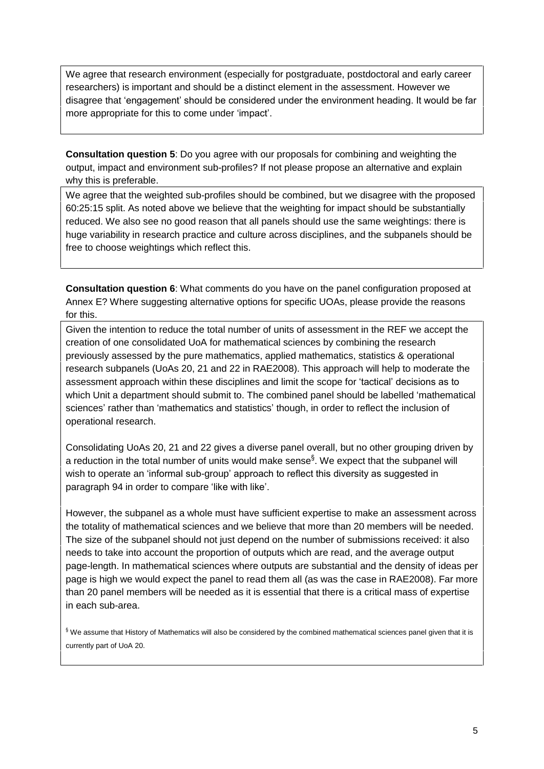We agree that research environment (especially for postgraduate, postdoctoral and early career researchers) is important and should be a distinct element in the assessment. However we disagree that 'engagement' should be considered under the environment heading. It would be far more appropriate for this to come under 'impact'.

**Consultation question 5**: Do you agree with our proposals for combining and weighting the output, impact and environment sub-profiles? If not please propose an alternative and explain why this is preferable.

We agree that the weighted sub-profiles should be combined, but we disagree with the proposed 60:25:15 split. As noted above we believe that the weighting for impact should be substantially reduced. We also see no good reason that all panels should use the same weightings: there is huge variability in research practice and culture across disciplines, and the subpanels should be free to choose weightings which reflect this.

**Consultation question 6**: What comments do you have on the panel configuration proposed at Annex E? Where suggesting alternative options for specific UOAs, please provide the reasons for this.

Given the intention to reduce the total number of units of assessment in the REF we accept the creation of one consolidated UoA for mathematical sciences by combining the research previously assessed by the pure mathematics, applied mathematics, statistics & operational research subpanels (UoAs 20, 21 and 22 in RAE2008). This approach will help to moderate the assessment approach within these disciplines and limit the scope for 'tactical' decisions as to which Unit a department should submit to. The combined panel should be labelled 'mathematical sciences' rather than 'mathematics and statistics' though, in order to reflect the inclusion of operational research.

Consolidating UoAs 20, 21 and 22 gives a diverse panel overall, but no other grouping driven by a reduction in the total number of units would make sense[§]. We expect that the subpanel will wish to operate an 'informal sub-group' approach to reflect this diversity as suggested in paragraph 94 in order to compare 'like with like'.

However, the subpanel as a whole must have sufficient expertise to make an assessment across the totality of mathematical sciences and we believe that more than 20 members will be needed. The size of the subpanel should not just depend on the number of submissions received: it also needs to take into account the proportion of outputs which are read, and the average output page-length. In mathematical sciences where outputs are substantial and the density of ideas per page is high we would expect the panel to read them all (as was the case in RAE2008). Far more than 20 panel members will be needed as it is essential that there is a critical mass of expertise in each sub-area.

[§] We assume that History of Mathematics will also be considered by the combined mathematical sciences panel given that it is currently part of UoA 20.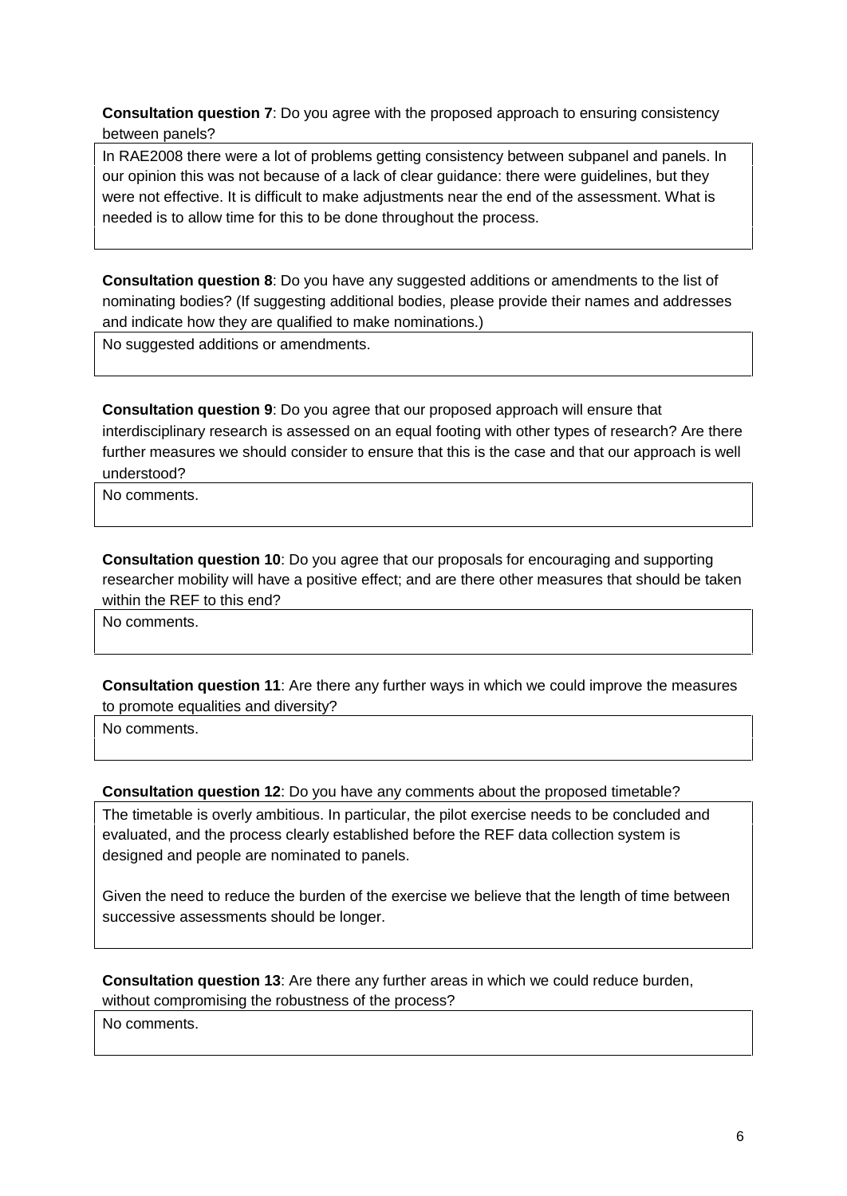**Consultation question 7**: Do you agree with the proposed approach to ensuring consistency between panels?

In RAE2008 there were a lot of problems getting consistency between subpanel and panels. In our opinion this was not because of a lack of clear guidance: there were guidelines, but they were not effective. It is difficult to make adjustments near the end of the assessment. What is needed is to allow time for this to be done throughout the process.

**Consultation question 8**: Do you have any suggested additions or amendments to the list of nominating bodies? (If suggesting additional bodies, please provide their names and addresses and indicate how they are qualified to make nominations.)

No suggested additions or amendments.

**Consultation question 9**: Do you agree that our proposed approach will ensure that interdisciplinary research is assessed on an equal footing with other types of research? Are there further measures we should consider to ensure that this is the case and that our approach is well understood?

No comments.

**Consultation question 10**: Do you agree that our proposals for encouraging and supporting researcher mobility will have a positive effect; and are there other measures that should be taken within the REF to this end?

No comments.

**Consultation question 11**: Are there any further ways in which we could improve the measures to promote equalities and diversity?

No comments.

**Consultation question 12**: Do you have any comments about the proposed timetable?

The timetable is overly ambitious. In particular, the pilot exercise needs to be concluded and evaluated, and the process clearly established before the REF data collection system is designed and people are nominated to panels.

Given the need to reduce the burden of the exercise we believe that the length of time between successive assessments should be longer.

**Consultation question 13**: Are there any further areas in which we could reduce burden, without compromising the robustness of the process?

No comments.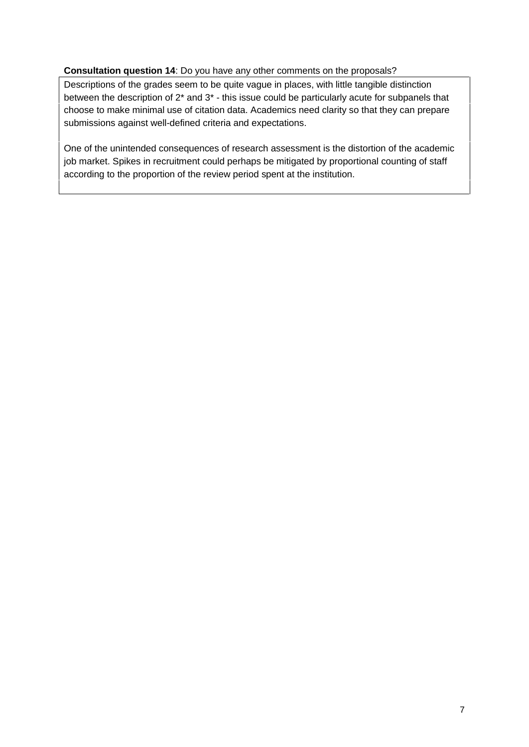**Consultation question 14**: Do you have any other comments on the proposals?

Descriptions of the grades seem to be quite vague in places, with little tangible distinction between the description of 2* and 3* - this issue could be particularly acute for subpanels that choose to make minimal use of citation data. Academics need clarity so that they can prepare submissions against well-defined criteria and expectations.

One of the unintended consequences of research assessment is the distortion of the academic job market. Spikes in recruitment could perhaps be mitigated by proportional counting of staff according to the proportion of the review period spent at the institution.